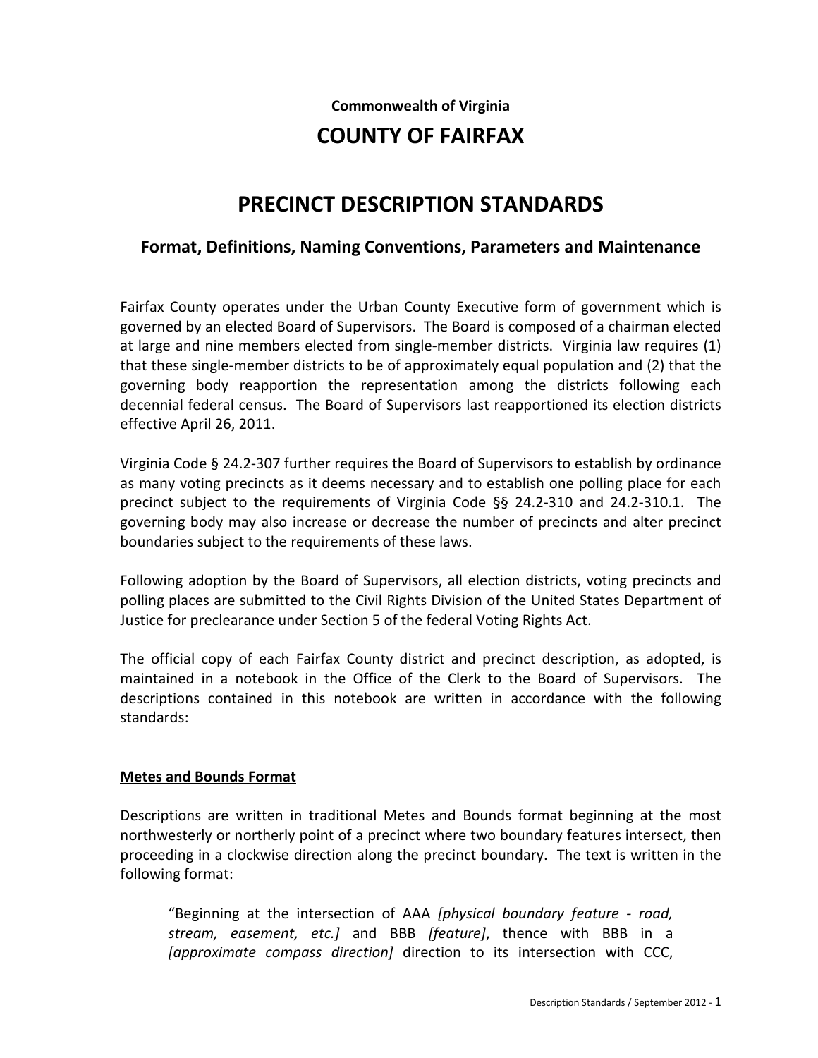**Commonwealth of Virginia**

# COUNTY OF FAIRFAX

# PRECINCT DESCRIPTION STANDARDS

## Format, Definitions, Naming Conventions, Parameters and Maintenance

Fairfax County operates under the Urban County Executive form of government which is governed by an elected Board of Supervisors. The Board is composed of a chairman elected at large and nine members elected from single-member districts. Virginia law requires (1) that these single-member districts to be of approximately equal population and (2) that the governing body reapportion the representation among the districts following each decennial federal census. The Board of Supervisors last reapportioned its election districts effective April 26, 2011.

Virginia Code § 24.2-307 further requires the Board of Supervisors to establish by ordinance as many voting precincts as it deems necessary and to establish one polling place for each precinct subject to the requirements of Virginia Code §§ 24.2-310 and 24.2-310.1. The governing body may also increase or decrease the number of precincts and alter precinct boundaries subject to the requirements of these laws.

Following adoption by the Board of Supervisors, all election districts, voting precincts and polling places are submitted to the Civil Rights Division of the United States Department of Justice for preclearance under Section 5 of the federal Voting Rights Act.

The official copy of each Fairfax County district and precinct description, as adopted, is maintained in a notebook in the Office of the Clerk to the Board of Supervisors. The descriptions contained in this notebook are written in accordance with the following standards:

### Metes and Bounds Format

Descriptions are written in traditional Metes and Bounds format beginning at the most northwesterly or northerly point of a precinct where two boundary features intersect, then proceeding in a clockwise direction along the precinct boundary. The text is written in the following format:

> "Beginning at the intersection of AAA *[physical boundary feature - road, stream, easement, etc.]* and BBB *[feature]*, thence with BBB in a *[approximate compass direction]* direction to its intersection with CCC,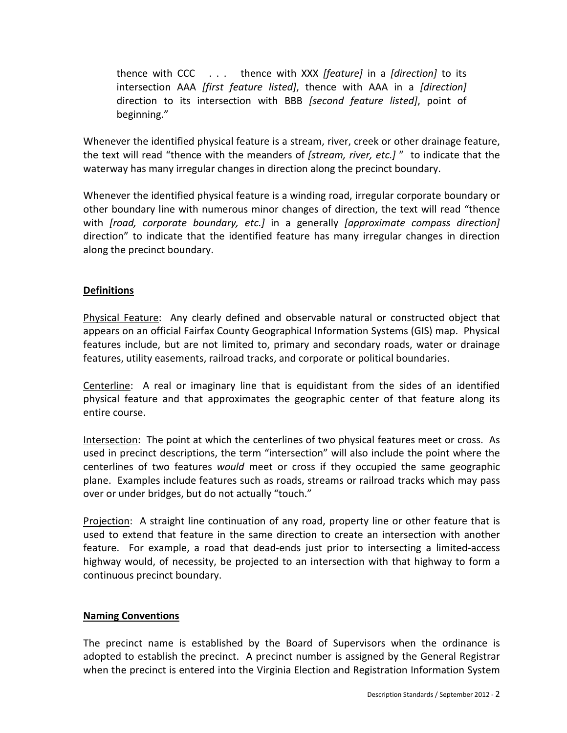thence with CCC . . . thence with XXX *[feature]* in a *[direction]* to its intersection AAA *[first feature listed]*, thence with AAA in a *[direction]* direction to its intersection with BBB *[second feature listed]*, point of beginning."

Whenever the identified physical feature is a stream, river, creek or other drainage feature, the text will read "thence with the meanders of *[stream, river, etc.]* " to indicate that the waterway has many irregular changes in direction along the precinct boundary.

Whenever the identified physical feature is a winding road, irregular corporate boundary or other boundary line with numerous minor changes of direction, the text will read "thence with *[road, corporate boundary, etc.]* in a generally *[approximate compass direction]* direction" to indicate that the identified feature has many irregular changes in direction along the precinct boundary.

## Definitions

Physical Feature: Any clearly defined and observable natural or constructed object that appears on an official Fairfax County Geographical Information Systems (GIS) map. Physical features include, but are not limited to, primary and secondary roads, water or drainage features, utility easements, railroad tracks, and corporate or political boundaries.

Centerline: A real or imaginary line that is equidistant from the sides of an identified physical feature and that approximates the geographic center of that feature along its entire course.

Intersection: The point at which the centerlines of two physical features meet or cross. As used in precinct descriptions, the term "intersection" will also include the point where the centerlines of two features *would* meet or cross if they occupied the same geographic plane. Examples include features such as roads, streams or railroad tracks which may pass over or under bridges, but do not actually "touch."

Projection: A straight line continuation of any road, property line or other feature that is used to extend that feature in the same direction to create an intersection with another feature. For example, a road that dead-ends just prior to intersecting a limited-access highway would, of necessity, be projected to an intersection with that highway to form a continuous precinct boundary.

## Naming Conventions

The precinct name is established by the Board of Supervisors when the ordinance is adopted to establish the precinct. A precinct number is assigned by the General Registrar when the precinct is entered into the Virginia Election and Registration Information System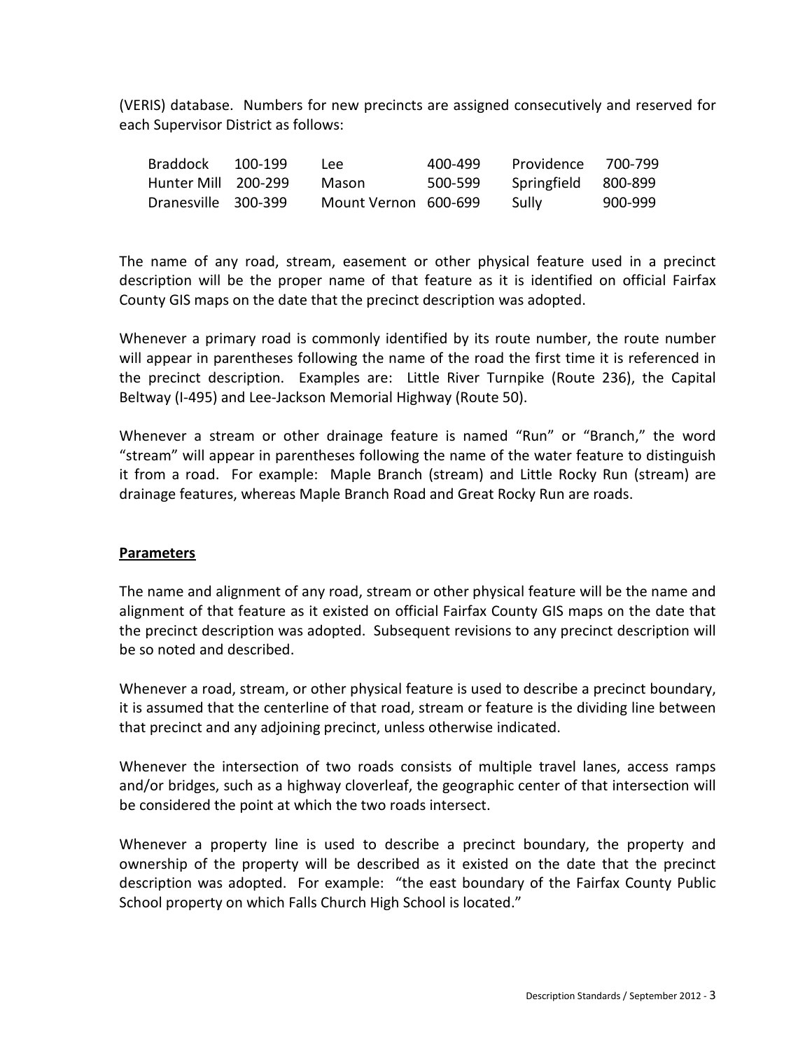(VERIS) database. Numbers for new precincts are assigned consecutively and reserved for each Supervisor District as follows:

| | | | | | |
|---|---|---|---|---|---|
| Braddock | 100-199 | Lee | 400-499 | Providence | 700-799 |
| Hunter Mill | 200-299 | Mason | 500-599 | Springfield | 800-899 |
| Dranesville | 300-399 | Mount Vernon | 600-699 | Sully | 900-999 |

The name of any road, stream, easement or other physical feature used in a precinct description will be the proper name of that feature as it is identified on official Fairfax County GIS maps on the date that the precinct description was adopted.

Whenever a primary road is commonly identified by its route number, the route number will appear in parentheses following the name of the road the first time it is referenced in the precinct description. Examples are: Little River Turnpike (Route 236), the Capital Beltway (I-495) and Lee-Jackson Memorial Highway (Route 50).

Whenever a stream or other drainage feature is named "Run" or "Branch," the word "stream" will appear in parentheses following the name of the water feature to distinguish it from a road. For example: Maple Branch (stream) and Little Rocky Run (stream) are drainage features, whereas Maple Branch Road and Great Rocky Run are roads.

## Parameters

The name and alignment of any road, stream or other physical feature will be the name and alignment of that feature as it existed on official Fairfax County GIS maps on the date that the precinct description was adopted. Subsequent revisions to any precinct description will be so noted and described.

Whenever a road, stream, or other physical feature is used to describe a precinct boundary, it is assumed that the centerline of that road, stream or feature is the dividing line between that precinct and any adjoining precinct, unless otherwise indicated.

Whenever the intersection of two roads consists of multiple travel lanes, access ramps and/or bridges, such as a highway cloverleaf, the geographic center of that intersection will be considered the point at which the two roads intersect.

Whenever a property line is used to describe a precinct boundary, the property and ownership of the property will be described as it existed on the date that the precinct description was adopted. For example: "the east boundary of the Fairfax County Public School property on which Falls Church High School is located."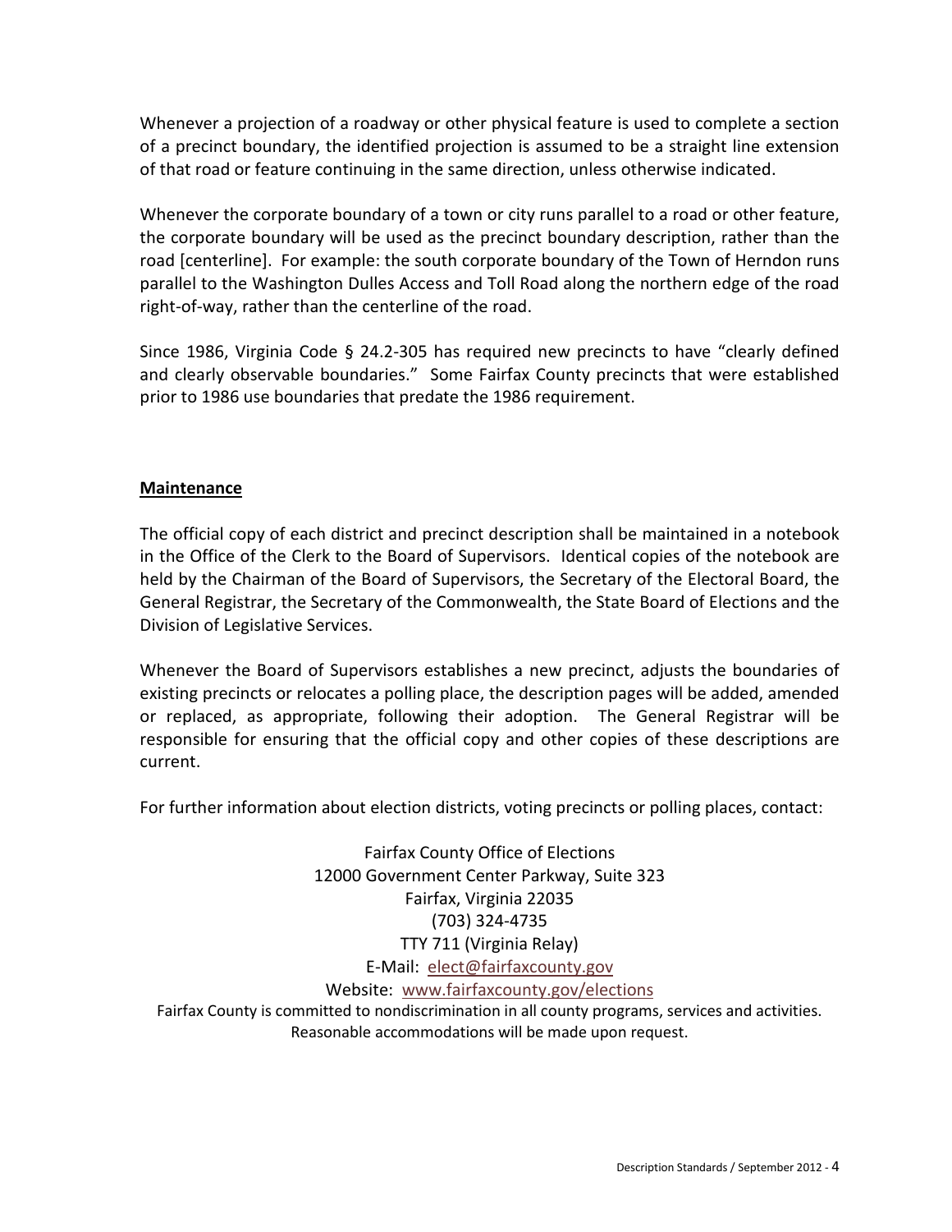Whenever a projection of a roadway or other physical feature is used to complete a section of a precinct boundary, the identified projection is assumed to be a straight line extension of that road or feature continuing in the same direction, unless otherwise indicated.

Whenever the corporate boundary of a town or city runs parallel to a road or other feature, the corporate boundary will be used as the precinct boundary description, rather than the road [centerline]. For example: the south corporate boundary of the Town of Herndon runs parallel to the Washington Dulles Access and Toll Road along the northern edge of the road right-of-way, rather than the centerline of the road.

Since 1986, Virginia Code § 24.2-305 has required new precincts to have "clearly defined and clearly observable boundaries." Some Fairfax County precincts that were established prior to 1986 use boundaries that predate the 1986 requirement.

## Maintenance

The official copy of each district and precinct description shall be maintained in a notebook in the Office of the Clerk to the Board of Supervisors. Identical copies of the notebook are held by the Chairman of the Board of Supervisors, the Secretary of the Electoral Board, the General Registrar, the Secretary of the Commonwealth, the State Board of Elections and the Division of Legislative Services.

Whenever the Board of Supervisors establishes a new precinct, adjusts the boundaries of existing precincts or relocates a polling place, the description pages will be added, amended or replaced, as appropriate, following their adoption. The General Registrar will be responsible for ensuring that the official copy and other copies of these descriptions are current.

For further information about election districts, voting precincts or polling places, contact:

Fairfax County Office of Elections
12000 Government Center Parkway, Suite 323
Fairfax, Virginia 22035
(703) 324-4735
TTY 711 (Virginia Relay)
E-Mail: elect@fairfaxcounty.gov
Website: www.fairfaxcounty.gov/elections

Fairfax County is committed to nondiscrimination in all county programs, services and activities.
Reasonable accommodations will be made upon request.